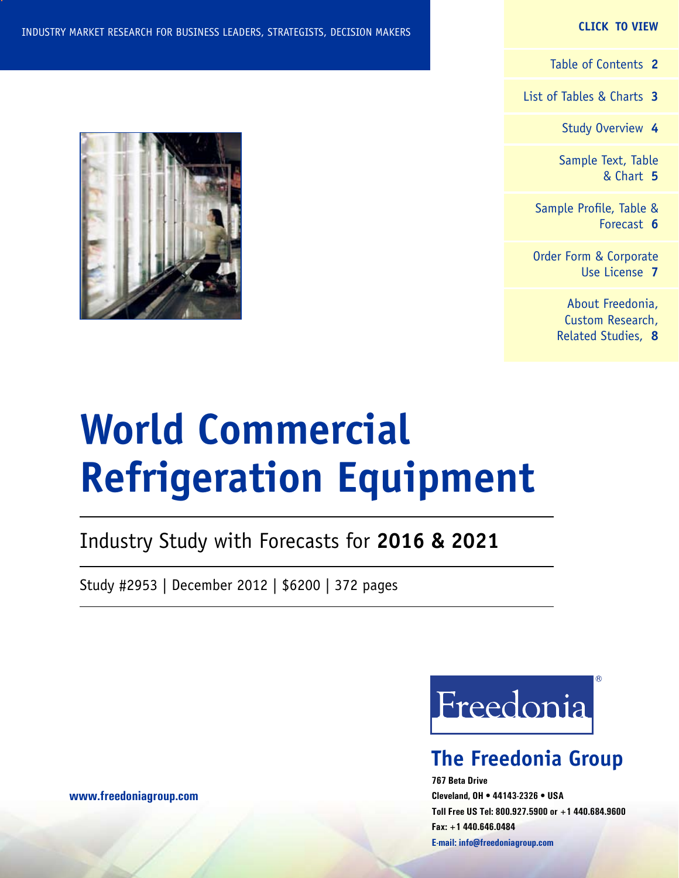INDUSTRY MARKET RESEARCH FOR BUSINESS LEADERS, STRATEGISTS, DECISION MAKERS

**CLICK TO VIEW**

- Table of Contents **2**
- List of Tables & Charts **3**
- Study Overview **4**
- Sample Text, Table & Chart **5**
- Sample Profile, Table & Forecast **6**
- Order Form & Corporate Use License **7**
- About Freedonia, Custom Research, Related Studies, **8**

# World Commercial Refrigeration Equipment

## Industry Study with Forecasts for **2016 & 2021**

Study #2953 | December 2012 | $6200 | 372 pages

Freedonia®

**The Freedonia Group**

**767 Beta Drive**
**Cleveland, OH • 44143-2326 • USA**
**Toll Free US Tel: 800.927.5900 or +1 440.684.9600**
**Fax: +1 440.646.0484**
**E-mail: info@freedoniagroup.com**

**www.freedoniagroup.com**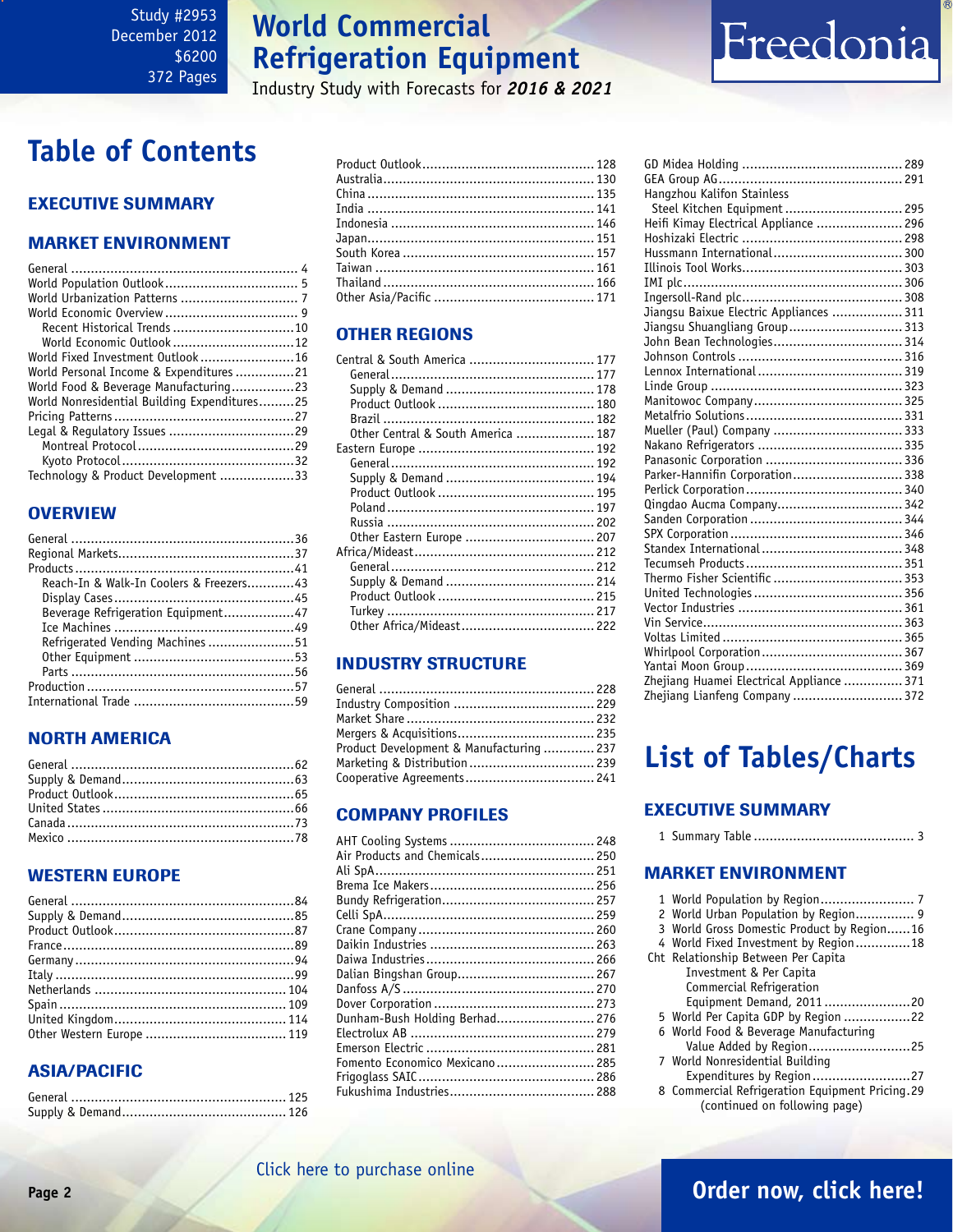Study #2953
December 2012
$6200
372 Pages

# World Commercial Refrigeration Equipment

Industry Study with Forecasts for ***2016 & 2021***

Freedonia

# Table of Contents

## EXECUTIVE SUMMARY

## MARKET ENVIRONMENT

General .......... 4
World Population Outlook .......... 5
World Urbanization Patterns .......... 7
World Economic Overview .......... 9
- Recent Historical Trends .......... 10
- World Economic Outlook .......... 12

World Fixed Investment Outlook .......... 16
World Personal Income & Expenditures .......... 21
World Food & Beverage Manufacturing .......... 23
World Nonresidential Building Expenditures .......... 25
Pricing Patterns .......... 27
Legal & Regulatory Issues .......... 29
- Montreal Protocol .......... 29
- Kyoto Protocol .......... 32

Technology & Product Development .......... 33

## OVERVIEW

General .......... 36
Regional Markets .......... 37
Products .......... 41
- Reach-In & Walk-In Coolers & Freezers .......... 43
- Display Cases .......... 45
- Beverage Refrigeration Equipment .......... 47
- Ice Machines .......... 49
- Refrigerated Vending Machines .......... 51
- Other Equipment .......... 53
- Parts .......... 56

Production .......... 57
International Trade .......... 59

## NORTH AMERICA

General .......... 62
Supply & Demand .......... 63
Product Outlook .......... 65
United States .......... 66
Canada .......... 73
Mexico .......... 78

## WESTERN EUROPE

General .......... 84
Supply & Demand .......... 85
Product Outlook .......... 87
France .......... 89
Germany .......... 94
Italy .......... 99
Netherlands .......... 104
Spain .......... 109
United Kingdom .......... 114
Other Western Europe .......... 119

## ASIA/PACIFIC

General .......... 125
Supply & Demand .......... 126
Product Outlook .......... 128
Australia .......... 130
China .......... 135
India .......... 141
Indonesia .......... 146
Japan .......... 151
South Korea .......... 157
Taiwan .......... 161
Thailand .......... 166
Other Asia/Pacific .......... 171

## OTHER REGIONS

Central & South America .......... 177
- General .......... 177
- Supply & Demand .......... 178
- Product Outlook .......... 180
- Brazil .......... 182
- Other Central & South America .......... 187

Eastern Europe .......... 192
- General .......... 192
- Supply & Demand .......... 194
- Product Outlook .......... 195
- Poland .......... 197
- Russia .......... 202
- Other Eastern Europe .......... 207

Africa/Mideast .......... 212
- General .......... 212
- Supply & Demand .......... 214
- Product Outlook .......... 215
- Turkey .......... 217
- Other Africa/Mideast .......... 222

## INDUSTRY STRUCTURE

General .......... 228
Industry Composition .......... 229
Market Share .......... 232
Mergers & Acquisitions .......... 235
Product Development & Manufacturing .......... 237
Marketing & Distribution .......... 239
Cooperative Agreements .......... 241

## COMPANY PROFILES

AHT Cooling Systems .......... 248
Air Products and Chemicals .......... 250
Ali SpA .......... 251
Brema Ice Makers .......... 256
Bundy Refrigeration .......... 257
Celli SpA .......... 259
Crane Company .......... 260
Daikin Industries .......... 263
Daiwa Industries .......... 266
Dalian Bingshan Group .......... 267
Danfoss A/S .......... 270
Dover Corporation .......... 273
Dunham-Bush Holding Berhad .......... 276
Electrolux AB .......... 279
Emerson Electric .......... 281
Fomento Economico Mexicano .......... 285
Frigoglass SAIC .......... 286
Fukushima Industries .......... 288
GD Midea Holding .......... 289
GEA Group AG .......... 291
Hangzhou Kalifon Stainless Steel Kitchen Equipment .......... 295
Heifi Kimay Electrical Appliance .......... 296
Hoshizaki Electric .......... 298
Hussmann International .......... 300
Illinois Tool Works .......... 303
IMI plc .......... 306
Ingersoll-Rand plc .......... 308
Jiangsu Baixue Electric Appliances .......... 311
Jiangsu Shuangliang Group .......... 313
John Bean Technologies .......... 314
Johnson Controls .......... 316
Lennox International .......... 319
Linde Group .......... 323
Manitowoc Company .......... 325
Metalfrio Solutions .......... 331
Mueller (Paul) Company .......... 333
Nakano Refrigerators .......... 335
Panasonic Corporation .......... 336
Parker-Hannifin Corporation .......... 338
Perlick Corporation .......... 340
Qingdao Aucma Company .......... 342
Sanden Corporation .......... 344
SPX Corporation .......... 346
Standex International .......... 348
Tecumseh Products .......... 351
Thermo Fisher Scientific .......... 353
United Technologies .......... 356
Vector Industries .......... 361
Vin Service .......... 363
Voltas Limited .......... 365
Whirlpool Corporation .......... 367
Yantai Moon Group .......... 369
Zhejiang Huamei Electrical Appliance .......... 371
Zhejiang Lianfeng Company .......... 372

# List of Tables/Charts

## EXECUTIVE SUMMARY

1 Summary Table .......... 3

## MARKET ENVIRONMENT

1 World Population by Region .......... 7
2 World Urban Population by Region .......... 9
3 World Gross Domestic Product by Region .......... 16
4 World Fixed Investment by Region .......... 18
Cht Relationship Between Per Capita Investment & Per Capita Commercial Refrigeration Equipment Demand, 2011 .......... 20
5 World Per Capita GDP by Region .......... 22
6 World Food & Beverage Manufacturing Value Added by Region .......... 25
7 World Nonresidential Building Expenditures by Region .......... 27
8 Commercial Refrigeration Equipment Pricing .......... 29

(continued on following page)

Click here to purchase online

Order now, click here!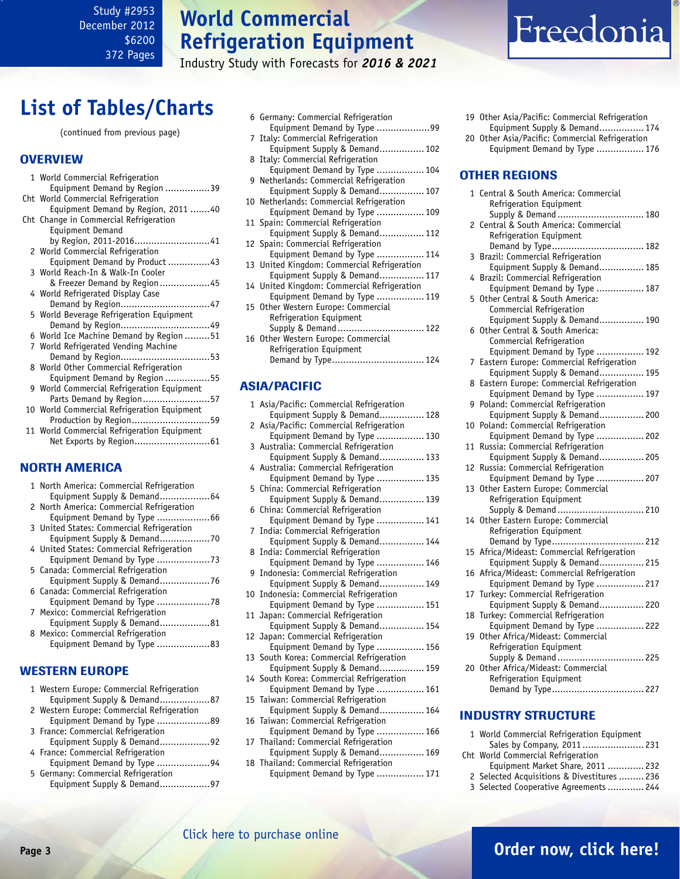Study #2953
December 2012
$6200
372 Pages

# World Commercial Refrigeration Equipment

Industry Study with Forecasts for ***2016 & 2021***

Freedonia

## List of Tables/Charts

(continued from previous page)

### OVERVIEW

1 World Commercial Refrigeration Equipment Demand by Region ................39
Cht World Commercial Refrigeration Equipment Demand by Region, 2011 .......40
Cht Change in Commercial Refrigeration Equipment Demand by Region, 2011-2016...........................41
2 World Commercial Refrigeration Equipment Demand by Product ...............43
3 World Reach-In & Walk-In Cooler & Freezer Demand by Region..................45
4 World Refrigerated Display Case Demand by Region................................47
5 World Beverage Refrigeration Equipment Demand by Region................................49
6 World Ice Machine Demand by Region .........51
7 World Refrigerated Vending Machine Demand by Region................................53
8 World Other Commercial Refrigeration Equipment Demand by Region ................55
9 World Commercial Refrigeration Equipment Parts Demand by Region........................57
10 World Commercial Refrigeration Equipment Production by Region...........................59
11 World Commercial Refrigeration Equipment Net Exports by Region...........................61

### NORTH AMERICA

1 North America: Commercial Refrigeration Equipment Supply & Demand..................64
2 North America: Commercial Refrigeration Equipment Demand by Type ...................66
3 United States: Commercial Refrigeration Equipment Supply & Demand..................70
4 United States: Commercial Refrigeration Equipment Demand by Type ...................73
5 Canada: Commercial Refrigeration Equipment Supply & Demand..................76
6 Canada: Commercial Refrigeration Equipment Demand by Type ...................78
7 Mexico: Commercial Refrigeration Equipment Supply & Demand..................81
8 Mexico: Commercial Refrigeration Equipment Demand by Type ...................83

### WESTERN EUROPE

1 Western Europe: Commercial Refrigeration Equipment Supply & Demand..................87
2 Western Europe: Commercial Refrigeration Equipment Demand by Type ...................89
3 France: Commercial Refrigeration Equipment Supply & Demand..................92
4 France: Commercial Refrigeration Equipment Demand by Type ...................94
5 Germany: Commercial Refrigeration Equipment Supply & Demand..................97
6 Germany: Commercial Refrigeration Equipment Demand by Type ...................99
7 Italy: Commercial Refrigeration Equipment Supply & Demand................ 102
8 Italy: Commercial Refrigeration Equipment Demand by Type ................. 104
9 Netherlands: Commercial Refrigeration Equipment Supply & Demand................ 107
10 Netherlands: Commercial Refrigeration Equipment Demand by Type ................. 109
11 Spain: Commercial Refrigeration Equipment Supply & Demand................ 112
12 Spain: Commercial Refrigeration Equipment Demand by Type ................. 114
13 United Kingdom: Commercial Refrigeration Equipment Supply & Demand................ 117
14 United Kingdom: Commercial Refrigeration Equipment Demand by Type ................. 119
15 Other Western Europe: Commercial Refrigeration Equipment Supply & Demand ............................... 122
16 Other Western Europe: Commercial Refrigeration Equipment Demand by Type................................. 124

### ASIA/PACIFIC

1 Asia/Pacific: Commercial Refrigeration Equipment Supply & Demand................ 128
2 Asia/Pacific: Commercial Refrigeration Equipment Demand by Type ................. 130
3 Australia: Commercial Refrigeration Equipment Supply & Demand................ 133
4 Australia: Commercial Refrigeration Equipment Demand by Type ................. 135
5 China: Commercial Refrigeration Equipment Supply & Demand................ 139
6 China: Commercial Refrigeration Equipment Demand by Type ................. 141
7 India: Commercial Refrigeration Equipment Supply & Demand................ 144
8 India: Commercial Refrigeration Equipment Demand by Type ................. 146
9 Indonesia: Commercial Refrigeration Equipment Supply & Demand................ 149
10 Indonesia: Commercial Refrigeration Equipment Demand by Type ................. 151
11 Japan: Commercial Refrigeration Equipment Supply & Demand................ 154
12 Japan: Commercial Refrigeration Equipment Demand by Type ................. 156
13 South Korea: Commercial Refrigeration Equipment Supply & Demand................ 159
14 South Korea: Commercial Refrigeration Equipment Demand by Type ................. 161
15 Taiwan: Commercial Refrigeration Equipment Supply & Demand................ 164
16 Taiwan: Commercial Refrigeration Equipment Demand by Type ................. 166
17 Thailand: Commercial Refrigeration Equipment Supply & Demand................ 169
18 Thailand: Commercial Refrigeration Equipment Demand by Type ................. 171
19 Other Asia/Pacific: Commercial Refrigeration Equipment Supply & Demand................ 174
20 Other Asia/Pacific: Commercial Refrigeration Equipment Demand by Type ................. 176

### OTHER REGIONS

1 Central & South America: Commercial Refrigeration Equipment Supply & Demand ............................... 180
2 Central & South America: Commercial Refrigeration Equipment Demand by Type................................. 182
3 Brazil: Commercial Refrigeration Equipment Supply & Demand................ 185
4 Brazil: Commercial Refrigeration Equipment Demand by Type ................. 187
5 Other Central & South America: Commercial Refrigeration Equipment Supply & Demand................ 190
6 Other Central & South America: Commercial Refrigeration Equipment Demand by Type ................. 192
7 Eastern Europe: Commercial Refrigeration Equipment Supply & Demand................ 195
8 Eastern Europe: Commercial Refrigeration Equipment Demand by Type ................. 197
9 Poland: Commercial Refrigeration Equipment Supply & Demand................ 200
10 Poland: Commercial Refrigeration Equipment Demand by Type ................. 202
11 Russia: Commercial Refrigeration Equipment Supply & Demand................ 205
12 Russia: Commercial Refrigeration Equipment Demand by Type ................. 207
13 Other Eastern Europe: Commercial Refrigeration Equipment Supply & Demand ............................... 210
14 Other Eastern Europe: Commercial Refrigeration Equipment Demand by Type................................. 212
15 Africa/Mideast: Commercial Refrigeration Equipment Supply & Demand................ 215
16 Africa/Mideast: Commercial Refrigeration Equipment Demand by Type ................. 217
17 Turkey: Commercial Refrigeration Equipment Supply & Demand................ 220
18 Turkey: Commercial Refrigeration Equipment Demand by Type ................. 222
19 Other Africa/Mideast: Commercial Refrigeration Equipment Supply & Demand ............................... 225
20 Other Africa/Mideast: Commercial Refrigeration Equipment Demand by Type................................. 227

### INDUSTRY STRUCTURE

1 World Commercial Refrigeration Equipment Sales by Company, 2011 ...................... 231
Cht World Commercial Refrigeration Equipment Market Share, 2011 ............. 232
2 Selected Acquisitions & Divestitures ......... 236
3 Selected Cooperative Agreements ............. 244

Click here to purchase online

Order now, click here!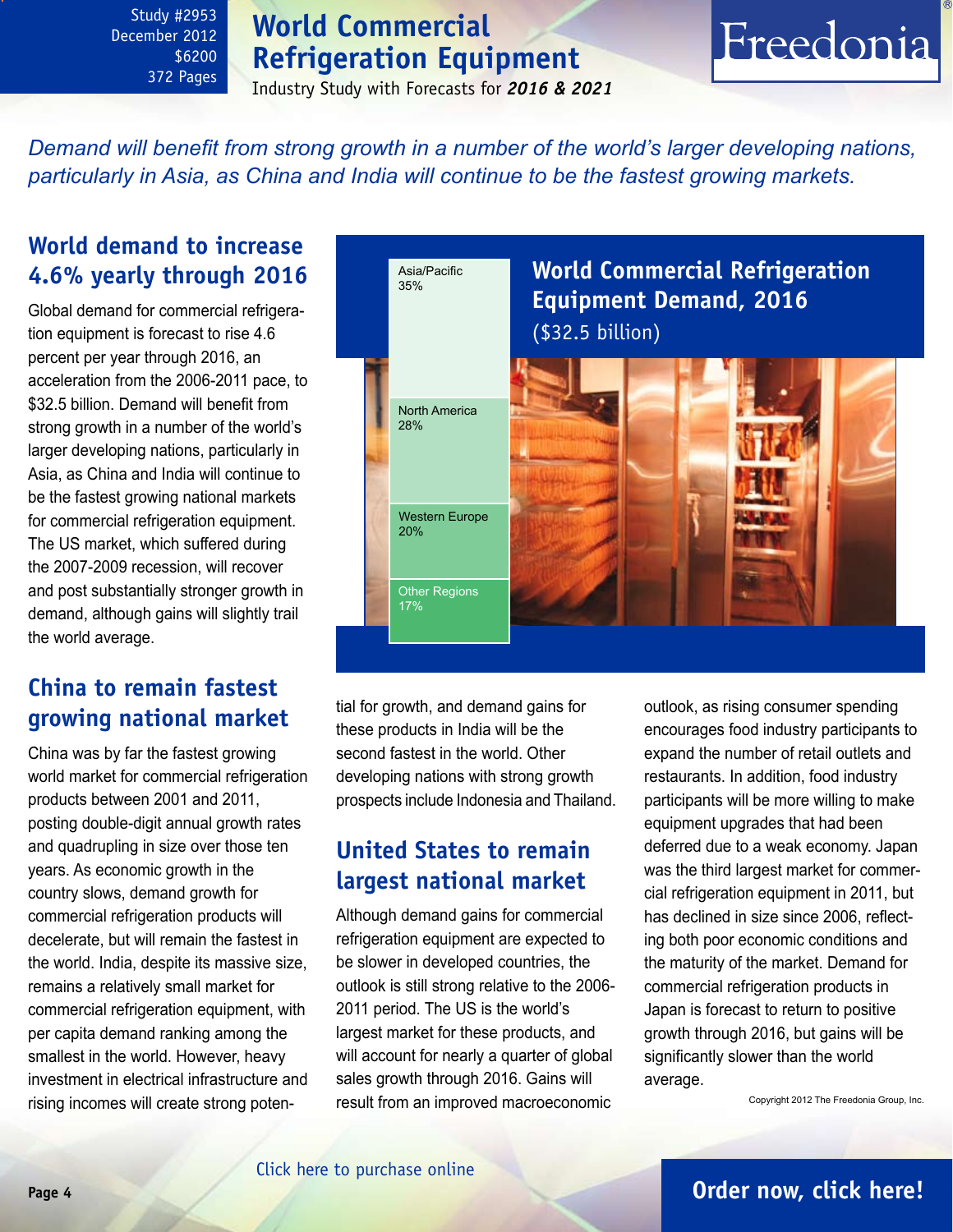Study #2953
December 2012
$6200
372 Pages

# World Commercial Refrigeration Equipment

Industry Study with Forecasts for ***2016 & 2021***

*Demand will benefit from strong growth in a number of the world's larger developing nations, particularly in Asia, as China and India will continue to be the fastest growing markets.*

## World demand to increase 4.6% yearly through 2016

Global demand for commercial refrigeration equipment is forecast to rise 4.6 percent per year through 2016, an acceleration from the 2006-2011 pace, to $32.5 billion. Demand will benefit from strong growth in a number of the world's larger developing nations, particularly in Asia, as China and India will continue to be the fastest growing national markets for commercial refrigeration equipment. The US market, which suffered during the 2007-2009 recession, will recover and post substantially stronger growth in demand, although gains will slightly trail the world average.

**World Commercial Refrigeration Equipment Demand, 2016**
($32.5 billion)

Asia/Pacific 35%
North America 28%
Western Europe 20%
Other Regions 17%

## China to remain fastest growing national market

China was by far the fastest growing world market for commercial refrigeration products between 2001 and 2011, posting double-digit annual growth rates and quadrupling in size over those ten years. As economic growth in the country slows, demand growth for commercial refrigeration products will decelerate, but will remain the fastest in the world. India, despite its massive size, remains a relatively small market for commercial refrigeration equipment, with per capita demand ranking among the smallest in the world. However, heavy investment in electrical infrastructure and rising incomes will create strong potential for growth, and demand gains for these products in India will be the second fastest in the world. Other developing nations with strong growth prospects include Indonesia and Thailand.

## United States to remain largest national market

Although demand gains for commercial refrigeration equipment are expected to be slower in developed countries, the outlook is still strong relative to the 2006-2011 period. The US is the world's largest market for these products, and will account for nearly a quarter of global sales growth through 2016. Gains will result from an improved macroeconomic outlook, as rising consumer spending encourages food industry participants to expand the number of retail outlets and restaurants. In addition, food industry participants will be more willing to make equipment upgrades that had been deferred due to a weak economy. Japan was the third largest market for commercial refrigeration equipment in 2011, but has declined in size since 2006, reflecting both poor economic conditions and the maturity of the market. Demand for commercial refrigeration products in Japan is forecast to return to positive growth through 2016, but gains will be significantly slower than the world average.

Copyright 2012 The Freedonia Group, Inc.

Click here to purchase online

**Order now, click here!**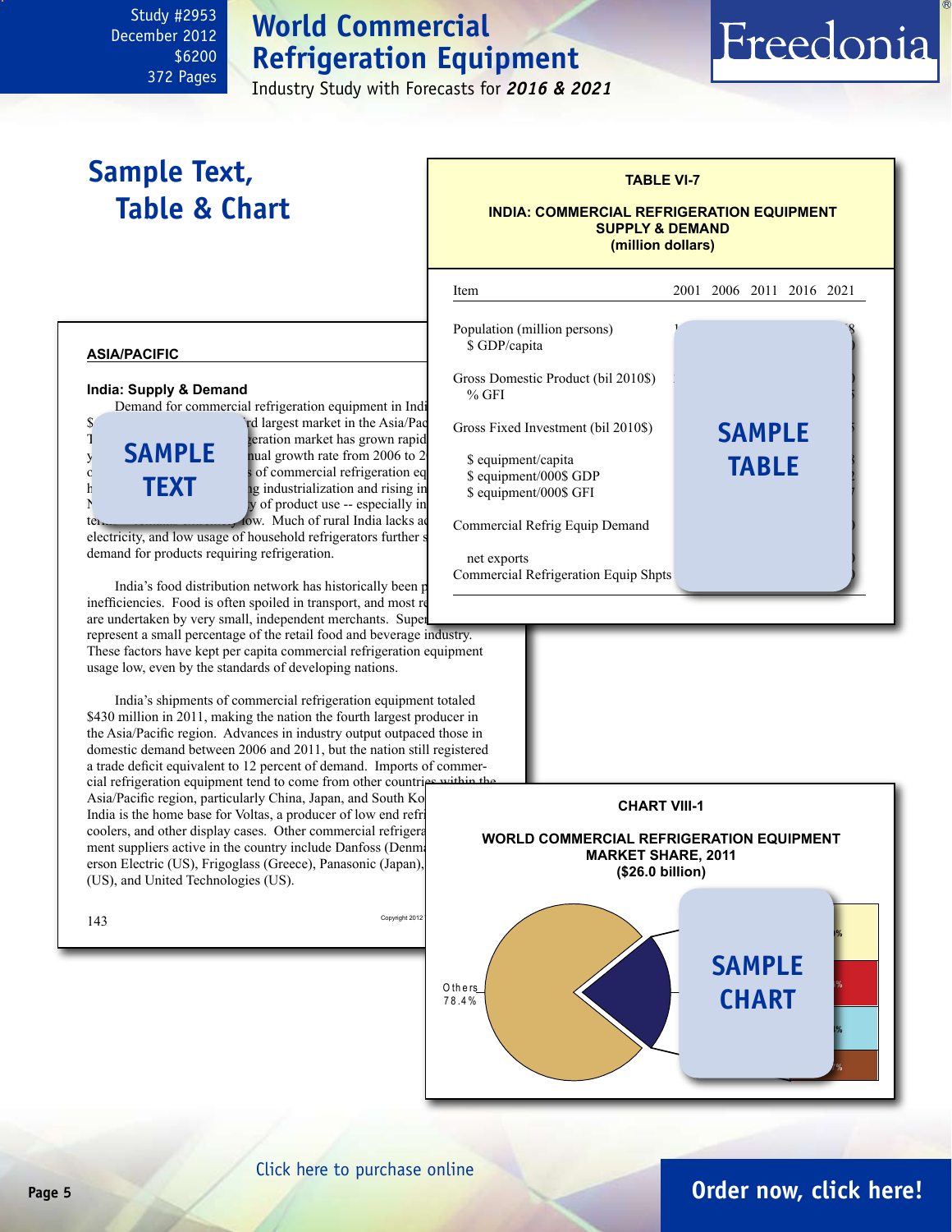Study #2953
December 2012
$6200
372 Pages

# World Commercial Refrigeration Equipment

Industry Study with Forecasts for ***2016 & 2021***

## Sample Text, Table & Chart

**TABLE VI-7**

**INDIA: COMMERCIAL REFRIGERATION EQUIPMENT SUPPLY & DEMAND (million dollars)**

| Item | 2001 | 2006 | 2011 | 2016 | 2021 |
|---|---|---|---|---|---|
| Population (million persons) | | | | | |
| $ GDP/capita | | | | | |
| Gross Domestic Product (bil 2010$) | | | | | |
| % GFI | | | | | |
| Gross Fixed Investment (bil 2010$) | | | | | |
| $ equipment/capita | | | | | |
| $ equipment/000$ GDP | | | | | |
| $ equipment/000$ GFI | | | | | |
| Commercial Refrig Equip Demand | | | | | |
| net exports | | | | | |
| Commercial Refrigeration Equip Shpts | | | | | |

SAMPLE TABLE

**ASIA/PACIFIC**

**India: Supply & Demand**

Demand for commercial refrigeration equipment in Indi... $... rd largest market in the Asia/Pac... T... geration market has grown rapid... y... nual growth rate from 2006 to 2... c... of commercial refrigeration eq... h... g industrialization and rising in... N... y of product use -- especially in... te... low. Much of rural India lacks ac... electricity, and low usage of household refrigerators further s... demand for products requiring refrigeration.

SAMPLE TEXT

India's food distribution network has historically been p... inefficiencies. Food is often spoiled in transport, and most re... are undertaken by very small, independent merchants. Super... represent a small percentage of the retail food and beverage industry. These factors have kept per capita commercial refrigeration equipment usage low, even by the standards of developing nations.

India's shipments of commercial refrigeration equipment totaled $430 million in 2011, making the nation the fourth largest producer in the Asia/Pacific region. Advances in industry output outpaced those in domestic demand between 2006 and 2011, but the nation still registered a trade deficit equivalent to 12 percent of demand. Imports of commercial refrigeration equipment tend to come from other countries within the Asia/Pacific region, particularly China, Japan, and South Ko... India is the home base for Voltas, a producer of low end refri... coolers, and other display cases. Other commercial refrigera... ment suppliers active in the country include Danfoss (Denma... erson Electric (US), Frigoglass (Greece), Panasonic (Japan),... (US), and United Technologies (US).

143 Copyright 2012

**CHART VIII-1**

**WORLD COMMERCIAL REFRIGERATION EQUIPMENT MARKET SHARE, 2011 ($26.0 billion)**

Others 78.4%

SAMPLE CHART

Click here to purchase online

Order now, click here!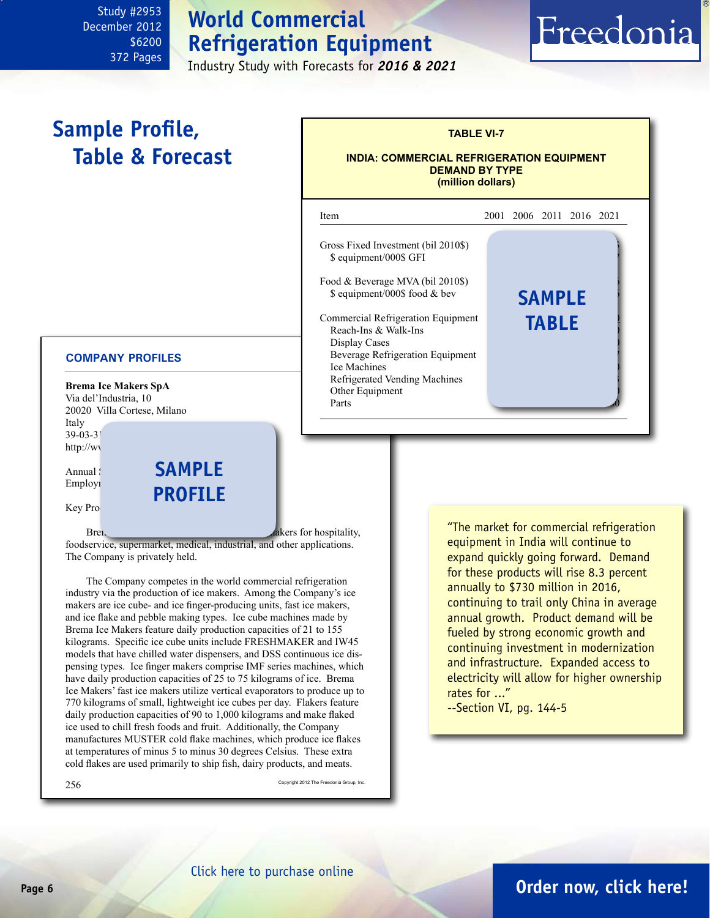Study #2953
December 2012
$6200
372 Pages

# World Commercial Refrigeration Equipment

Industry Study with Forecasts for ***2016 & 2021***

## Sample Profile, Table & Forecast

**TABLE VI-7**

**INDIA: COMMERCIAL REFRIGERATION EQUIPMENT DEMAND BY TYPE (million dollars)**

| Item | 2001 | 2006 | 2011 | 2016 | 2021 |
|---|---|---|---|---|---|
| Gross Fixed Investment (bil 2010$) | | | | | |
| $ equipment/000$ GFI | | | | | |
| Food & Beverage MVA (bil 2010$) | | | | | |
| $ equipment/000$ food & bev | | | | | |
| Commercial Refrigeration Equipment | | | | | |
| Reach-Ins & Walk-Ins | | | | | |
| Display Cases | | | | | |
| Beverage Refrigeration Equipment | | | | | |
| Ice Machines | | | | | |
| Refrigerated Vending Machines | | | | | |
| Other Equipment | | | | | |
| Parts | | | | | |

**SAMPLE TABLE**

### COMPANY PROFILES

**Brema Ice Makers SpA**
Via del'Industria, 10
20020 Villa Cortese, Milano
Italy
39-03-3
http://ww

Annual
Employ

Key Pro

**SAMPLE PROFILE**

Bre... akers for hospitality, foodservice, supermarket, medical, industrial, and other applications. The Company is privately held.

The Company competes in the world commercial refrigeration industry via the production of ice makers. Among the Company's ice makers are ice cube- and ice finger-producing units, fast ice makers, and ice flake and pebble making types. Ice cube machines made by Brema Ice Makers feature daily production capacities of 21 to 155 kilograms. Specific ice cube units include FRESHMAKER and IW45 models that have chilled water dispensers, and DSS continuous ice dispensing types. Ice finger makers comprise IMF series machines, which have daily production capacities of 25 to 75 kilograms of ice. Brema Ice Makers' fast ice makers utilize vertical evaporators to produce up to 770 kilograms of small, lightweight ice cubes per day. Flakers feature daily production capacities of 90 to 1,000 kilograms and make flaked ice used to chill fresh foods and fruit. Additionally, the Company manufactures MUSTER cold flake machines, which produce ice flakes at temperatures of minus 5 to minus 30 degrees Celsius. These extra cold flakes are used primarily to ship fish, dairy products, and meats.

256 Copyright 2012 The Freedonia Group, Inc.

"The market for commercial refrigeration equipment in India will continue to expand quickly going forward. Demand for these products will rise 8.3 percent annually to $730 million in 2016, continuing to trail only China in average annual growth. Product demand will be fueled by strong economic growth and continuing investment in modernization and infrastructure. Expanded access to electricity will allow for higher ownership rates for ..."
--Section VI, pg. 144-5

Click here to purchase online

**Order now, click here!**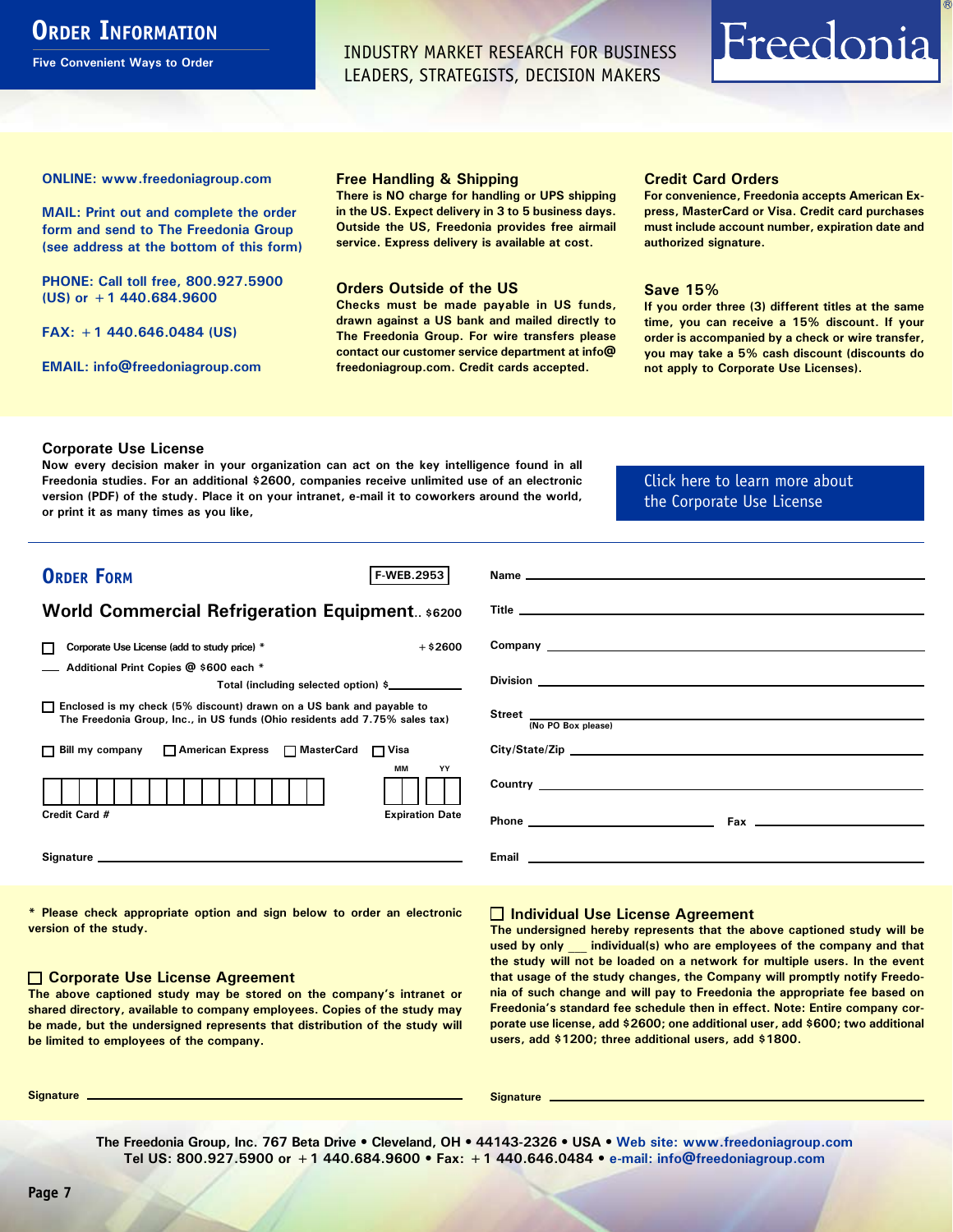# Order Information

**Five Convenient Ways to Order**

INDUSTRY MARKET RESEARCH FOR BUSINESS LEADERS, STRATEGISTS, DECISION MAKERS

Freedonia®

**ONLINE: www.freedoniagroup.com**

**MAIL: Print out and complete the order form and send to The Freedonia Group (see address at the bottom of this form)**

**PHONE: Call toll free, 800.927.5900 (US) or +1 440.684.9600**

**FAX: +1 440.646.0484 (US)**

**EMAIL: info@freedoniagroup.com**

### Free Handling & Shipping

There is NO charge for handling or UPS shipping in the US. Expect delivery in 3 to 5 business days. Outside the US, Freedonia provides free airmail service. Express delivery is available at cost.

### Orders Outside of the US

Checks must be made payable in US funds, drawn against a US bank and mailed directly to The Freedonia Group. For wire transfers please contact our customer service department at info@freedoniagroup.com. Credit cards accepted.

### Credit Card Orders

For convenience, Freedonia accepts American Express, MasterCard or Visa. Credit card purchases must include account number, expiration date and authorized signature.

### Save 15%

If you order three (3) different titles at the same time, you can receive a 15% discount. If your order is accompanied by a check or wire transfer, you may take a 5% cash discount (discounts do not apply to Corporate Use Licenses).

### Corporate Use License

Now every decision maker in your organization can act on the key intelligence found in all Freedonia studies. For an additional $2600, companies receive unlimited use of an electronic version (PDF) of the study. Place it on your intranet, e-mail it to coworkers around the world, or print it as many times as you like,

Click here to learn more about the Corporate Use License

## Order Form

F-WEB.2953

**World Commercial Refrigeration Equipment** .. $6200

☐ Corporate Use License (add to study price) * +$2600

___ Additional Print Copies @ $600 each *

Total (including selected option) $___________

☐ Enclosed is my check (5% discount) drawn on a US bank and payable to The Freedonia Group, Inc., in US funds (Ohio residents add 7.75% sales tax)

☐ Bill my company ☐ American Express ☐ MasterCard ☐ Visa

Credit Card # ____________________ Expiration Date MM ___ YY ___

Signature ____________________

Name ____________________

Title ____________________

Company ____________________

Division ____________________

Street ____________________ (No PO Box please)

City/State/Zip ____________________

Country ____________________

Phone ____________________ Fax ____________________

Email ____________________

\* Please check appropriate option and sign below to order an electronic version of the study.

### ☐ Corporate Use License Agreement

The above captioned study may be stored on the company's intranet or shared directory, available to company employees. Copies of the study may be made, but the undersigned represents that distribution of the study will be limited to employees of the company.

Signature ____________________

### ☐ Individual Use License Agreement

The undersigned hereby represents that the above captioned study will be used by only ___ individual(s) who are employees of the company and that the study will not be loaded on a network for multiple users. In the event that usage of the study changes, the Company will promptly notify Freedonia of such change and will pay to Freedonia the appropriate fee based on Freedonia's standard fee schedule then in effect. Note: Entire company corporate use license, add $2600; one additional user, add $600; two additional users, add $1200; three additional users, add $1800.

Signature ____________________

The Freedonia Group, Inc. 767 Beta Drive • Cleveland, OH • 44143-2326 • USA • Web site: www.freedoniagroup.com
Tel US: 800.927.5900 or +1 440.684.9600 • Fax: +1 440.646.0484 • e-mail: info@freedoniagroup.com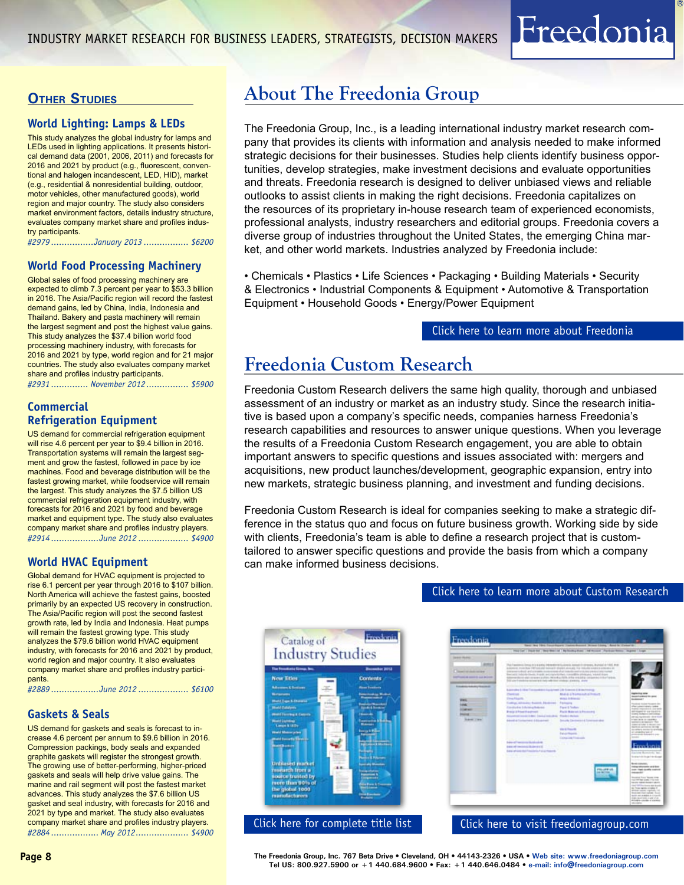## Other Studies

### World Lighting: Lamps & LEDs

This study analyzes the global industry for lamps and LEDs used in lighting applications. It presents historical demand data (2001, 2006, 2011) and forecasts for 2016 and 2021 by product (e.g., fluorescent, conventional and halogen incandescent, LED, HID), market (e.g., residential & nonresidential building, outdoor, motor vehicles, other manufactured goods), world region and major country. The study also considers market environment factors, details industry structure, evaluates company market share and profiles industry participants.

*#2979 ................January 2013 ................. $6200*

### World Food Processing Machinery

Global sales of food processing machinery are expected to climb 7.3 percent per year to $53.3 billion in 2016. The Asia/Pacific region will record the fastest demand gains, led by China, India, Indonesia and Thailand. Bakery and pasta machinery will remain the largest segment and post the highest value gains. This study analyzes the $37.4 billion world food processing machinery industry, with forecasts for 2016 and 2021 by type, world region and for 21 major countries. The study also evaluates company market share and profiles industry participants.

*#2931 ............. November 2012 ................ $5900*

### Commercial Refrigeration Equipment

US demand for commercial refrigeration equipment will rise 4.6 percent per year to $9.4 billion in 2016. Transportation systems will remain the largest segment and grow the fastest, followed in pace by ice machines. Food and beverage distribution will be the fastest growing market, while foodservice will remain the largest. This study analyzes the $7.5 billion US commercial refrigeration equipment industry, with forecasts for 2016 and 2021 by food and beverage market and equipment type. The study also evaluates company market share and profiles industry players.

*#2914 ..................June 2012 ................... $4900*

### World HVAC Equipment

Global demand for HVAC equipment is projected to rise 6.1 percent per year through 2016 to $107 billion. North America will achieve the fastest gains, boosted primarily by an expected US recovery in construction. The Asia/Pacific region will post the second fastest growth rate, led by India and Indonesia. Heat pumps will remain the fastest growing type. This study analyzes the $79.6 billion world HVAC equipment industry, with forecasts for 2016 and 2021 by product, world region and major country. It also evaluates company market share and profiles industry participants.

*#2889 ..................June 2012 ................... $6100*

### Gaskets & Seals

US demand for gaskets and seals is forecast to increase 4.6 percent per annum to $9.6 billion in 2016. Compression packings, body seals and expanded graphite gaskets will register the strongest growth. The growing use of better-performing, higher-priced gaskets and seals will help drive value gains. The marine and rail segment will post the fastest market advances. This study analyzes the $7.6 billion US gasket and seal industry, with forecasts for 2016 and 2021 by type and market. The study also evaluates company market share and profiles industry players.

*#2884 .................. May 2012.................... $4900*

## About The Freedonia Group

The Freedonia Group, Inc., is a leading international industry market research company that provides its clients with information and analysis needed to make informed strategic decisions for their businesses. Studies help clients identify business opportunities, develop strategies, make investment decisions and evaluate opportunities and threats. Freedonia research is designed to deliver unbiased views and reliable outlooks to assist clients in making the right decisions. Freedonia capitalizes on the resources of its proprietary in-house research team of experienced economists, professional analysts, industry researchers and editorial groups. Freedonia covers a diverse group of industries throughout the United States, the emerging China market, and other world markets. Industries analyzed by Freedonia include:

• Chemicals • Plastics • Life Sciences • Packaging • Building Materials • Security & Electronics • Industrial Components & Equipment • Automotive & Transportation Equipment • Household Goods • Energy/Power Equipment

Click here to learn more about Freedonia

## Freedonia Custom Research

Freedonia Custom Research delivers the same high quality, thorough and unbiased assessment of an industry or market as an industry study. Since the research initiative is based upon a company's specific needs, companies harness Freedonia's research capabilities and resources to answer unique questions. When you leverage the results of a Freedonia Custom Research engagement, you are able to obtain important answers to specific questions and issues associated with: mergers and acquisitions, new product launches/development, geographic expansion, entry into new markets, strategic business planning, and investment and funding decisions.

Freedonia Custom Research is ideal for companies seeking to make a strategic difference in the status quo and focus on future business growth. Working side by side with clients, Freedonia's team is able to define a research project that is custom-tailored to answer specific questions and provide the basis from which a company can make informed business decisions.

Click here to learn more about Custom Research

Click here for complete title list

Click here to visit freedoniagroup.com

**The Freedonia Group, Inc. 767 Beta Drive • Cleveland, OH • 44143-2326 • USA • Web site: www.freedoniagroup.com**
**Tel US: 800.927.5900 or +1 440.684.9600 • Fax: +1 440.646.0484 • e-mail: info@freedoniagroup.com**